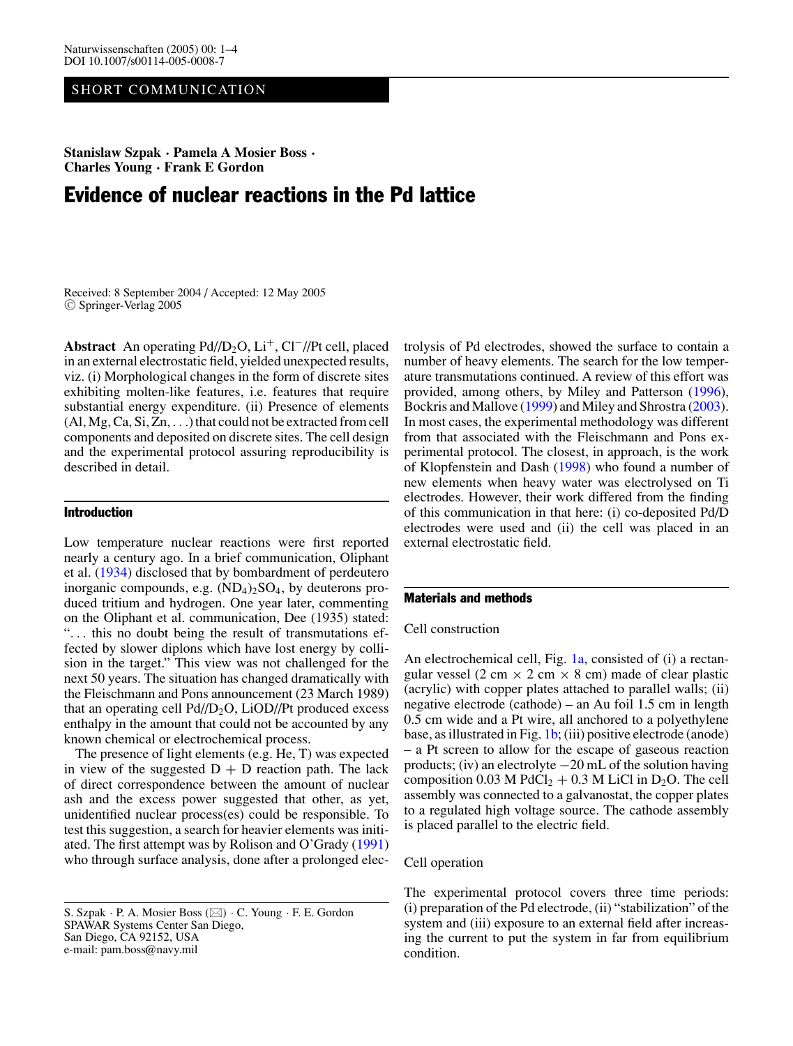SHORT COMMUNICATION

**Stanislaw Szpak · Pamela A Mosier Boss · Charles Young · Frank E Gordon**

# Evidence of nuclear reactions in the Pd lattice

Received: 8 September 2004 / Accepted: 12 May 2005
© Springer-Verlag 2005

**Abstract** An operating Pd//$D_2O$, $Li^+$, $Cl^-$//Pt cell, placed in an external electrostatic field, yielded unexpected results, viz. (i) Morphological changes in the form of discrete sites exhibiting molten-like features, i.e. features that require substantial energy expenditure. (ii) Presence of elements (Al, Mg, Ca, Si, Zn, ...) that could not be extracted from cell components and deposited on discrete sites. The cell design and the experimental protocol assuring reproducibility is described in detail.

## Introduction

Low temperature nuclear reactions were first reported nearly a century ago. In a brief communication, Oliphant et al. (1934) disclosed that by bombardment of perdeutero inorganic compounds, e.g. $(ND_4)_2SO_4$, by deuterons produced tritium and hydrogen. One year later, commenting on the Oliphant et al. communication, Dee (1935) stated: "... this no doubt being the result of transmutations effected by slower diplons which have lost energy by collision in the target." This view was not challenged for the next 50 years. The situation has changed dramatically with the Fleischmann and Pons announcement (23 March 1989) that an operating cell Pd//$D_2O$, LiOD//Pt produced excess enthalpy in the amount that could not be accounted by any known chemical or electrochemical process.

The presence of light elements (e.g. He, T) was expected in view of the suggested D + D reaction path. The lack of direct correspondence between the amount of nuclear ash and the excess power suggested that other, as yet, unidentified nuclear process(es) could be responsible. To test this suggestion, a search for heavier elements was initiated. The first attempt was by Rolison and O'Grady (1991) who through surface analysis, done after a prolonged electrolysis of Pd electrodes, showed the surface to contain a number of heavy elements. The search for the low temperature transmutations continued. A review of this effort was provided, among others, by Miley and Patterson (1996), Bockris and Mallove (1999) and Miley and Shrostra (2003). In most cases, the experimental methodology was different from that associated with the Fleischmann and Pons experimental protocol. The closest, in approach, is the work of Klopfenstein and Dash (1998) who found a number of new elements when heavy water was electrolysed on Ti electrodes. However, their work differed from the finding of this communication in that here: (i) co-deposited Pd/D electrodes were used and (ii) the cell was placed in an external electrostatic field.

## Materials and methods

### Cell construction

An electrochemical cell, Fig. 1a, consisted of (i) a rectangular vessel (2 cm × 2 cm × 8 cm) made of clear plastic (acrylic) with copper plates attached to parallel walls; (ii) negative electrode (cathode) – an Au foil 1.5 cm in length 0.5 cm wide and a Pt wire, all anchored to a polyethylene base, as illustrated in Fig. 1b; (iii) positive electrode (anode) – a Pt screen to allow for the escape of gaseous reaction products; (iv) an electrolyte −20 mL of the solution having composition 0.03 M $PdCl_2$ + 0.3 M LiCl in $D_2O$. The cell assembly was connected to a galvanostat, the copper plates to a regulated high voltage source. The cathode assembly is placed parallel to the electric field.

### Cell operation

The experimental protocol covers three time periods: (i) preparation of the Pd electrode, (ii) "stabilization" of the system and (iii) exposure to an external field after increasing the current to put the system in far from equilibrium condition.

S. Szpak · P. A. Mosier Boss (✉) · C. Young · F. E. Gordon
SPAWAR Systems Center San Diego,
San Diego, CA 92152, USA
e-mail: pam.boss@navy.mil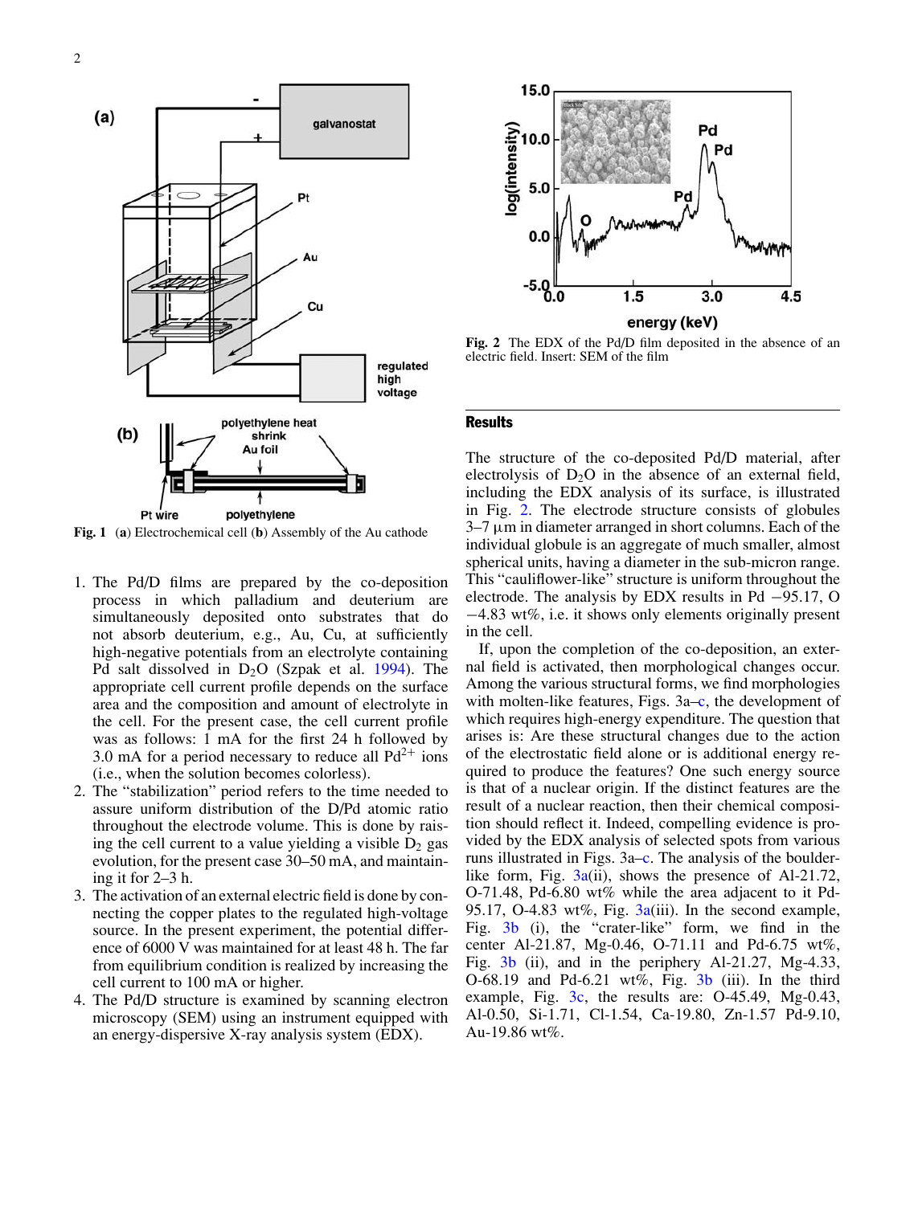Fig. 1 (**a**) Electrochemical cell (**b**) Assembly of the Au cathode

1. The Pd/D films are prepared by the co-deposition process in which palladium and deuterium are simultaneously deposited onto substrates that do not absorb deuterium, e.g., Au, Cu, at sufficiently high-negative potentials from an electrolyte containing Pd salt dissolved in $D_2O$ (Szpak et al. 1994). The appropriate cell current profile depends on the surface area and the composition and amount of electrolyte in the cell. For the present case, the cell current profile was as follows: 1 mA for the first 24 h followed by 3.0 mA for a period necessary to reduce all $Pd^{2+}$ ions (i.e., when the solution becomes colorless).
2. The "stabilization" period refers to the time needed to assure uniform distribution of the D/Pd atomic ratio throughout the electrode volume. This is done by raising the cell current to a value yielding a visible $D_2$ gas evolution, for the present case 30–50 mA, and maintaining it for 2–3 h.
3. The activation of an external electric field is done by connecting the copper plates to the regulated high-voltage source. In the present experiment, the potential difference of 6000 V was maintained for at least 48 h. The far from equilibrium condition is realized by increasing the cell current to 100 mA or higher.
4. The Pd/D structure is examined by scanning electron microscopy (SEM) using an instrument equipped with an energy-dispersive X-ray analysis system (EDX).

Fig. 2 The EDX of the Pd/D film deposited in the absence of an electric field. Insert: SEM of the film

## Results

The structure of the co-deposited Pd/D material, after electrolysis of $D_2O$ in the absence of an external field, including the EDX analysis of its surface, is illustrated in Fig. 2. The electrode structure consists of globules 3–7 μm in diameter arranged in short columns. Each of the individual globule is an aggregate of much smaller, almost spherical units, having a diameter in the sub-micron range. This "cauliflower-like" structure is uniform throughout the electrode. The analysis by EDX results in Pd −95.17, O −4.83 wt%, i.e. it shows only elements originally present in the cell.

If, upon the completion of the co-deposition, an external field is activated, then morphological changes occur. Among the various structural forms, we find morphologies with molten-like features, Figs. 3a–c, the development of which requires high-energy expenditure. The question that arises is: Are these structural changes due to the action of the electrostatic field alone or is additional energy required to produce the features? One such energy source is that of a nuclear origin. If the distinct features are the result of a nuclear reaction, then their chemical composition should reflect it. Indeed, compelling evidence is provided by the EDX analysis of selected spots from various runs illustrated in Figs. 3a–c. The analysis of the boulder-like form, Fig. 3a(ii), shows the presence of Al-21.72, O-71.48, Pd-6.80 wt% while the area adjacent to it Pd-95.17, O-4.83 wt%, Fig. 3a(iii). In the second example, Fig. 3b (i), the "crater-like" form, we find in the center Al-21.87, Mg-0.46, O-71.11 and Pd-6.75 wt%, Fig. 3b (ii), and in the periphery Al-21.27, Mg-4.33, O-68.19 and Pd-6.21 wt%, Fig. 3b (iii). In the third example, Fig. 3c, the results are: O-45.49, Mg-0.43, Al-0.50, Si-1.71, Cl-1.54, Ca-19.80, Zn-1.57 Pd-9.10, Au-19.86 wt%.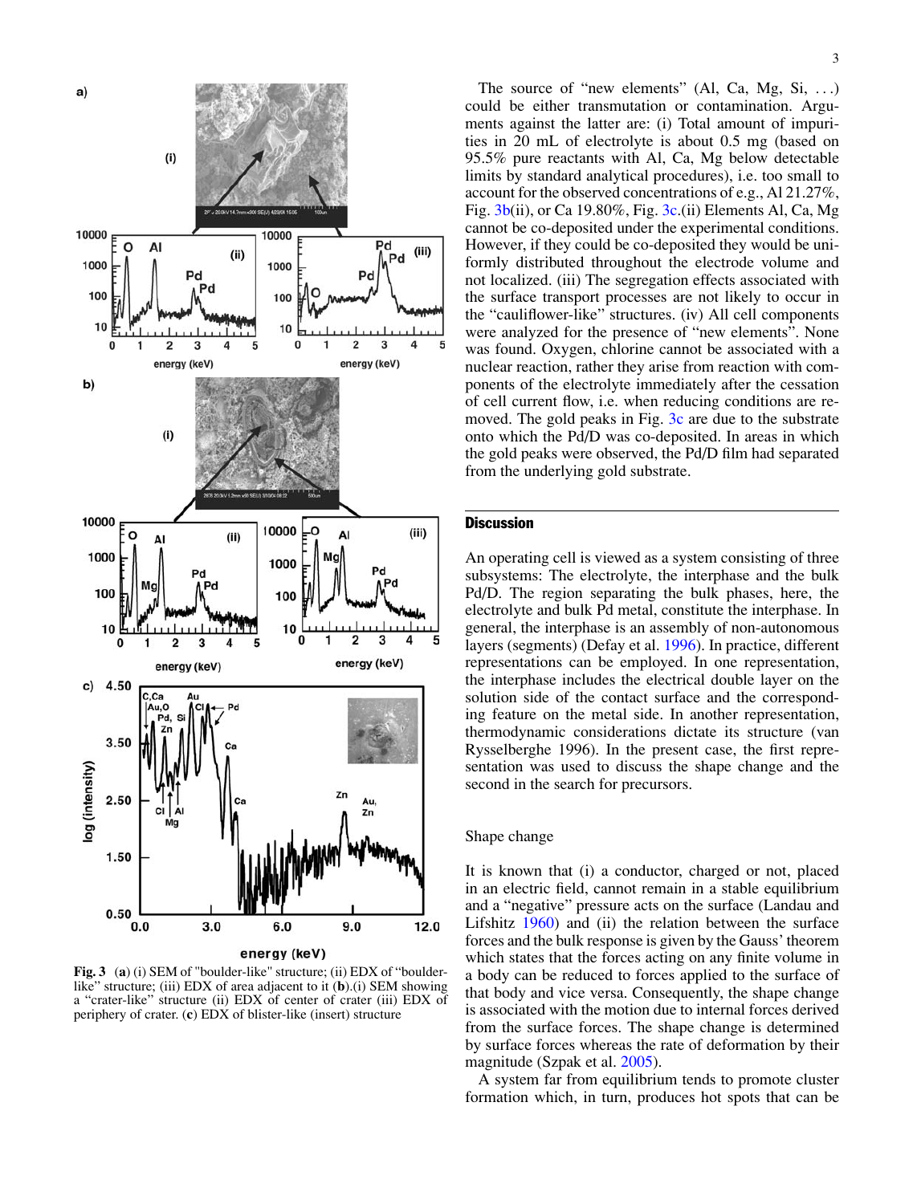**Fig. 3** (**a**) (i) SEM of "boulder-like" structure; (ii) EDX of "boulder-like" structure; (iii) EDX of area adjacent to it (**b**).(i) SEM showing a "crater-like" structure (ii) EDX of center of crater (iii) EDX of periphery of crater. (**c**) EDX of blister-like (insert) structure

The source of "new elements" (Al, Ca, Mg, Si, ...) could be either transmutation or contamination. Arguments against the latter are: (i) Total amount of impurities in 20 mL of electrolyte is about 0.5 mg (based on 95.5% pure reactants with Al, Ca, Mg below detectable limits by standard analytical procedures), i.e. too small to account for the observed concentrations of e.g., Al 21.27%, Fig. 3b(ii), or Ca 19.80%, Fig. 3c.(ii) Elements Al, Ca, Mg cannot be co-deposited under the experimental conditions. However, if they could be co-deposited they would be uniformly distributed throughout the electrode volume and not localized. (iii) The segregation effects associated with the surface transport processes are not likely to occur in the "cauliflower-like" structures. (iv) All cell components were analyzed for the presence of "new elements". None was found. Oxygen, chlorine cannot be associated with a nuclear reaction, rather they arise from reaction with components of the electrolyte immediately after the cessation of cell current flow, i.e. when reducing conditions are removed. The gold peaks in Fig. 3c are due to the substrate onto which the Pd/D was co-deposited. In areas in which the gold peaks were observed, the Pd/D film had separated from the underlying gold substrate.

## Discussion

An operating cell is viewed as a system consisting of three subsystems: The electrolyte, the interphase and the bulk Pd/D. The region separating the bulk phases, here, the electrolyte and bulk Pd metal, constitute the interphase. In general, the interphase is an assembly of non-autonomous layers (segments) (Defay et al. 1996). In practice, different representations can be employed. In one representation, the interphase includes the electrical double layer on the solution side of the contact surface and the corresponding feature on the metal side. In another representation, thermodynamic considerations dictate its structure (van Rysselberghe 1996). In the present case, the first representation was used to discuss the shape change and the second in the search for precursors.

### Shape change

It is known that (i) a conductor, charged or not, placed in an electric field, cannot remain in a stable equilibrium and a "negative" pressure acts on the surface (Landau and Lifshitz 1960) and (ii) the relation between the surface forces and the bulk response is given by the Gauss' theorem which states that the forces acting on any finite volume in a body can be reduced to forces applied to the surface of that body and vice versa. Consequently, the shape change is associated with the motion due to internal forces derived from the surface forces. The shape change is determined by surface forces whereas the rate of deformation by their magnitude (Szpak et al. 2005).

A system far from equilibrium tends to promote cluster formation which, in turn, produces hot spots that can be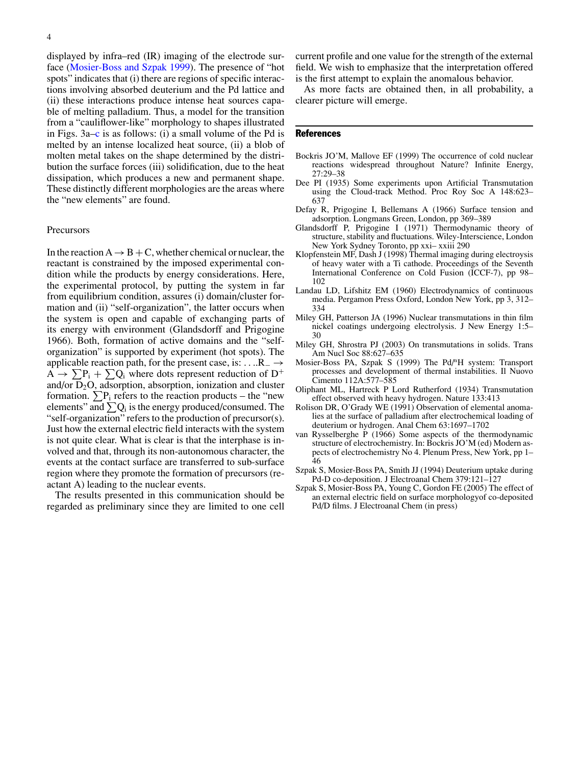displayed by infra–red (IR) imaging of the electrode surface (Mosier-Boss and Szpak 1999). The presence of "hot spots" indicates that (i) there are regions of specific interactions involving absorbed deuterium and the Pd lattice and (ii) these interactions produce intense heat sources capable of melting palladium. Thus, a model for the transition from a "cauliflower-like" morphology to shapes illustrated in Figs. 3a–c is as follows: (i) a small volume of the Pd is melted by an intense localized heat source, (ii) a blob of molten metal takes on the shape determined by the distribution the surface forces (iii) solidification, due to the heat dissipation, which produces a new and permanent shape. These distinctly different morphologies are the areas where the "new elements" are found.

Precursors

In the reaction $A \rightarrow B + C$, whether chemical or nuclear, the reactant is constrained by the imposed experimental condition while the products by energy considerations. Here, the experimental protocol, by putting the system in far from equilibrium condition, assures (i) domain/cluster formation and (ii) "self-organization", the latter occurs when the system is open and capable of exchanging parts of its energy with environment (Glandsdorff and Prigogine 1966). Both, formation of active domains and the "self-organization" is supported by experiment (hot spots). The applicable reaction path, for the present case, is: $\ldots R_{-} \rightarrow A \rightarrow \sum P_i + \sum Q_i$ where dots represent reduction of $D^+$ and/or $D_2O$, adsorption, absorption, ionization and cluster formation. $\sum P_i$ refers to the reaction products – the "new elements" and $\sum Q_i$ is the energy produced/consumed. The "self-organization" refers to the production of precursor(s). Just how the external electric field interacts with the system is not quite clear. What is clear is that the interphase is involved and that, through its non-autonomous character, the events at the contact surface are transferred to sub-surface region where they promote the formation of precursors (reactant A) leading to the nuclear events.

The results presented in this communication should be regarded as preliminary since they are limited to one cell current profile and one value for the strength of the external field. We wish to emphasize that the interpretation offered is the first attempt to explain the anomalous behavior.

As more facts are obtained then, in all probability, a clearer picture will emerge.

## References

Bockris JO'M, Mallove EF (1999) The occurrence of cold nuclear reactions widespread throughout Nature? Infinite Energy, 27:29–38

Dee PI (1935) Some experiments upon Artificial Transmutation using the Cloud-track Method. Proc Roy Soc A 148:623–637

Defay R, Prigogine I, Bellemans A (1966) Surface tension and adsorption. Longmans Green, London, pp 369–389

Glandsdorff P, Prigogine I (1971) Thermodynamic theory of structure, stability and fluctuations. Wiley-Interscience, London New York Sydney Toronto, pp xxi– xxiii 290

Klopfenstein MF, Dash J (1998) Thermal imaging during electroysis of heavy water with a Ti cathode. Proceedings of the Seventh International Conference on Cold Fusion (ICCF-7), pp 98–102

Landau LD, Lifshitz EM (1960) Electrodynamics of continuous media. Pergamon Press Oxford, London New York, pp 3, 312–334

Miley GH, Patterson JA (1996) Nuclear transmutations in thin film nickel coatings undergoing electrolysis. J New Energy 1:5–30

Miley GH, Shrostra PJ (2003) On transmutations in solids. Trans Am Nucl Soc 88:627–635

Mosier-Boss PA, Szpak S (1999) The Pd/$^n$H system: Transport processes and development of thermal instabilities. Il Nuovo Cimento 112A:577–585

Oliphant ML, Hartreck P Lord Rutherford (1934) Transmutation effect observed with heavy hydrogen. Nature 133:413

Rolison DR, O'Grady WE (1991) Observation of elemental anomalies at the surface of palladium after electrochemical loading of deuterium or hydrogen. Anal Chem 63:1697–1702

van Rysselberghe P (1966) Some aspects of the thermodynamic structure of electrochemistry. In: Bockris JO'M (ed) Modern aspects of electrochemistry No 4. Plenum Press, New York, pp 1–46

Szpak S, Mosier-Boss PA, Smith JJ (1994) Deuterium uptake during Pd-D co-deposition. J Electroanal Chem 379:121–127

Szpak S, Mosier-Boss PA, Young C, Gordon FE (2005) The effect of an external electric field on surface morphologyof co-deposited Pd/D films. J Electroanal Chem (in press)